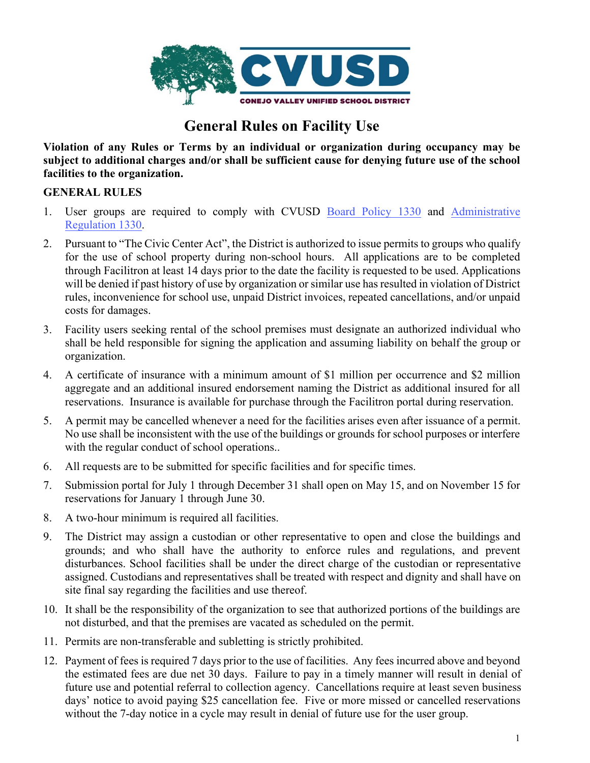CVUSD

CONEJO VALLEY UNIFIED SCHOOL DISTRICT

# General Rules on Facility Use

**Violation of any Rules or Terms by an individual or organization during occupancy may be subject to additional charges and/or shall be sufficient cause for denying future use of the school facilities to the organization.**

## GENERAL RULES

1. User groups are required to comply with CVUSD Board Policy 1330 and Administrative Regulation 1330.
2. Pursuant to "The Civic Center Act", the District is authorized to issue permits to groups who qualify for the use of school property during non-school hours. All applications are to be completed through Facilitron at least 14 days prior to the date the facility is requested to be used. Applications will be denied if past history of use by organization or similar use has resulted in violation of District rules, inconvenience for school use, unpaid District invoices, repeated cancellations, and/or unpaid costs for damages.
3. Facility users seeking rental of the school premises must designate an authorized individual who shall be held responsible for signing the application and assuming liability on behalf the group or organization.
4. A certificate of insurance with a minimum amount of $1 million per occurrence and $2 million aggregate and an additional insured endorsement naming the District as additional insured for all reservations. Insurance is available for purchase through the Facilitron portal during reservation.
5. A permit may be cancelled whenever a need for the facilities arises even after issuance of a permit. No use shall be inconsistent with the use of the buildings or grounds for school purposes or interfere with the regular conduct of school operations..
6. All requests are to be submitted for specific facilities and for specific times.
7. Submission portal for July 1 through December 31 shall open on May 15, and on November 15 for reservations for January 1 through June 30.
8. A two-hour minimum is required all facilities.
9. The District may assign a custodian or other representative to open and close the buildings and grounds; and who shall have the authority to enforce rules and regulations, and prevent disturbances. School facilities shall be under the direct charge of the custodian or representative assigned. Custodians and representatives shall be treated with respect and dignity and shall have on site final say regarding the facilities and use thereof.
10. It shall be the responsibility of the organization to see that authorized portions of the buildings are not disturbed, and that the premises are vacated as scheduled on the permit.
11. Permits are non-transferable and subletting is strictly prohibited.
12. Payment of fees is required 7 days prior to the use of facilities. Any fees incurred above and beyond the estimated fees are due net 30 days. Failure to pay in a timely manner will result in denial of future use and potential referral to collection agency. Cancellations require at least seven business days' notice to avoid paying $25 cancellation fee. Five or more missed or cancelled reservations without the 7-day notice in a cycle may result in denial of future use for the user group.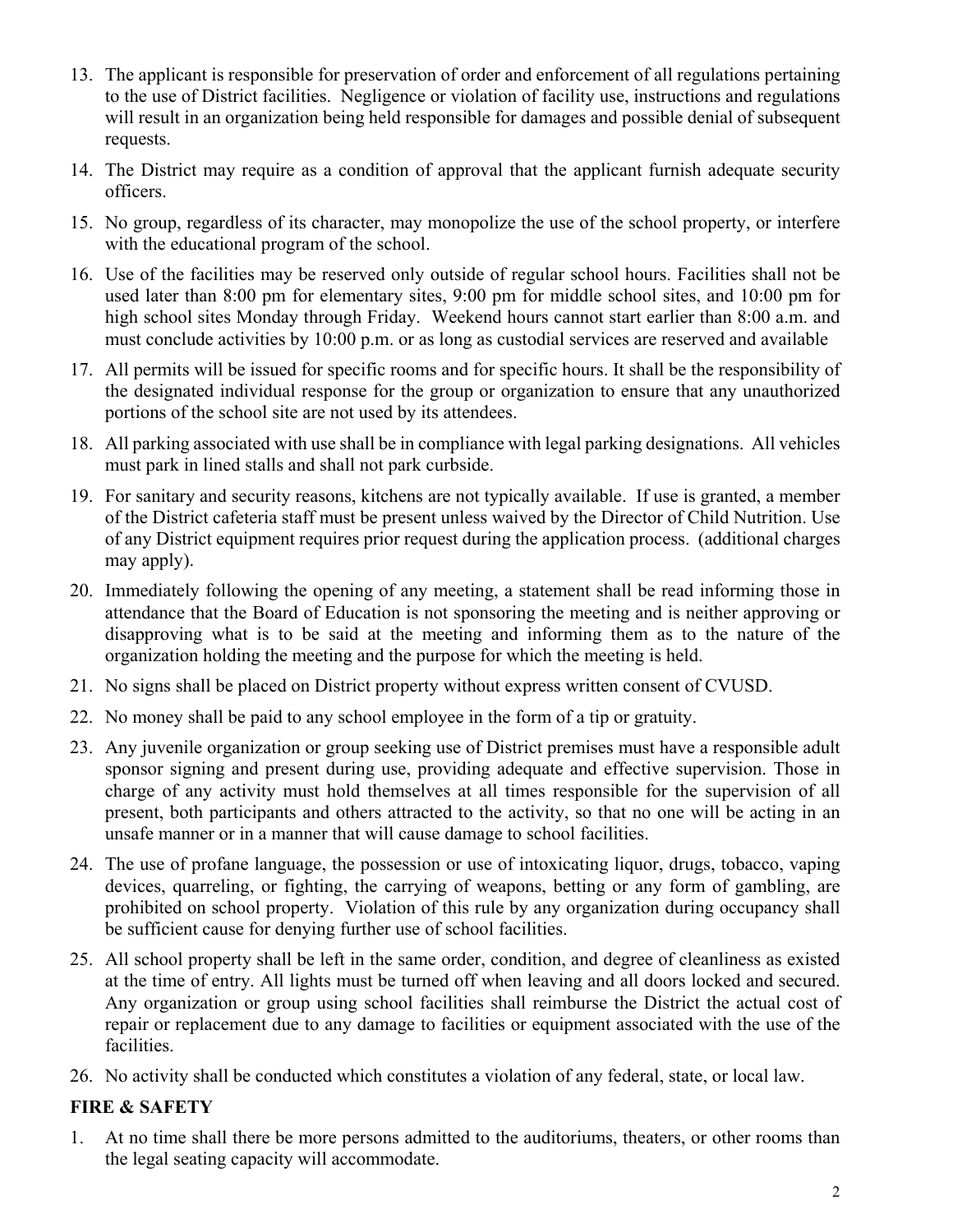13. The applicant is responsible for preservation of order and enforcement of all regulations pertaining to the use of District facilities. Negligence or violation of facility use, instructions and regulations will result in an organization being held responsible for damages and possible denial of subsequent requests.
14. The District may require as a condition of approval that the applicant furnish adequate security officers.
15. No group, regardless of its character, may monopolize the use of the school property, or interfere with the educational program of the school.
16. Use of the facilities may be reserved only outside of regular school hours. Facilities shall not be used later than 8:00 pm for elementary sites, 9:00 pm for middle school sites, and 10:00 pm for high school sites Monday through Friday. Weekend hours cannot start earlier than 8:00 a.m. and must conclude activities by 10:00 p.m. or as long as custodial services are reserved and available
17. All permits will be issued for specific rooms and for specific hours. It shall be the responsibility of the designated individual response for the group or organization to ensure that any unauthorized portions of the school site are not used by its attendees.
18. All parking associated with use shall be in compliance with legal parking designations. All vehicles must park in lined stalls and shall not park curbside.
19. For sanitary and security reasons, kitchens are not typically available. If use is granted, a member of the District cafeteria staff must be present unless waived by the Director of Child Nutrition. Use of any District equipment requires prior request during the application process. (additional charges may apply).
20. Immediately following the opening of any meeting, a statement shall be read informing those in attendance that the Board of Education is not sponsoring the meeting and is neither approving or disapproving what is to be said at the meeting and informing them as to the nature of the organization holding the meeting and the purpose for which the meeting is held.
21. No signs shall be placed on District property without express written consent of CVUSD.
22. No money shall be paid to any school employee in the form of a tip or gratuity.
23. Any juvenile organization or group seeking use of District premises must have a responsible adult sponsor signing and present during use, providing adequate and effective supervision. Those in charge of any activity must hold themselves at all times responsible for the supervision of all present, both participants and others attracted to the activity, so that no one will be acting in an unsafe manner or in a manner that will cause damage to school facilities.
24. The use of profane language, the possession or use of intoxicating liquor, drugs, tobacco, vaping devices, quarreling, or fighting, the carrying of weapons, betting or any form of gambling, are prohibited on school property. Violation of this rule by any organization during occupancy shall be sufficient cause for denying further use of school facilities.
25. All school property shall be left in the same order, condition, and degree of cleanliness as existed at the time of entry. All lights must be turned off when leaving and all doors locked and secured. Any organization or group using school facilities shall reimburse the District the actual cost of repair or replacement due to any damage to facilities or equipment associated with the use of the facilities.
26. No activity shall be conducted which constitutes a violation of any federal, state, or local law.

## FIRE & SAFETY

1. At no time shall there be more persons admitted to the auditoriums, theaters, or other rooms than the legal seating capacity will accommodate.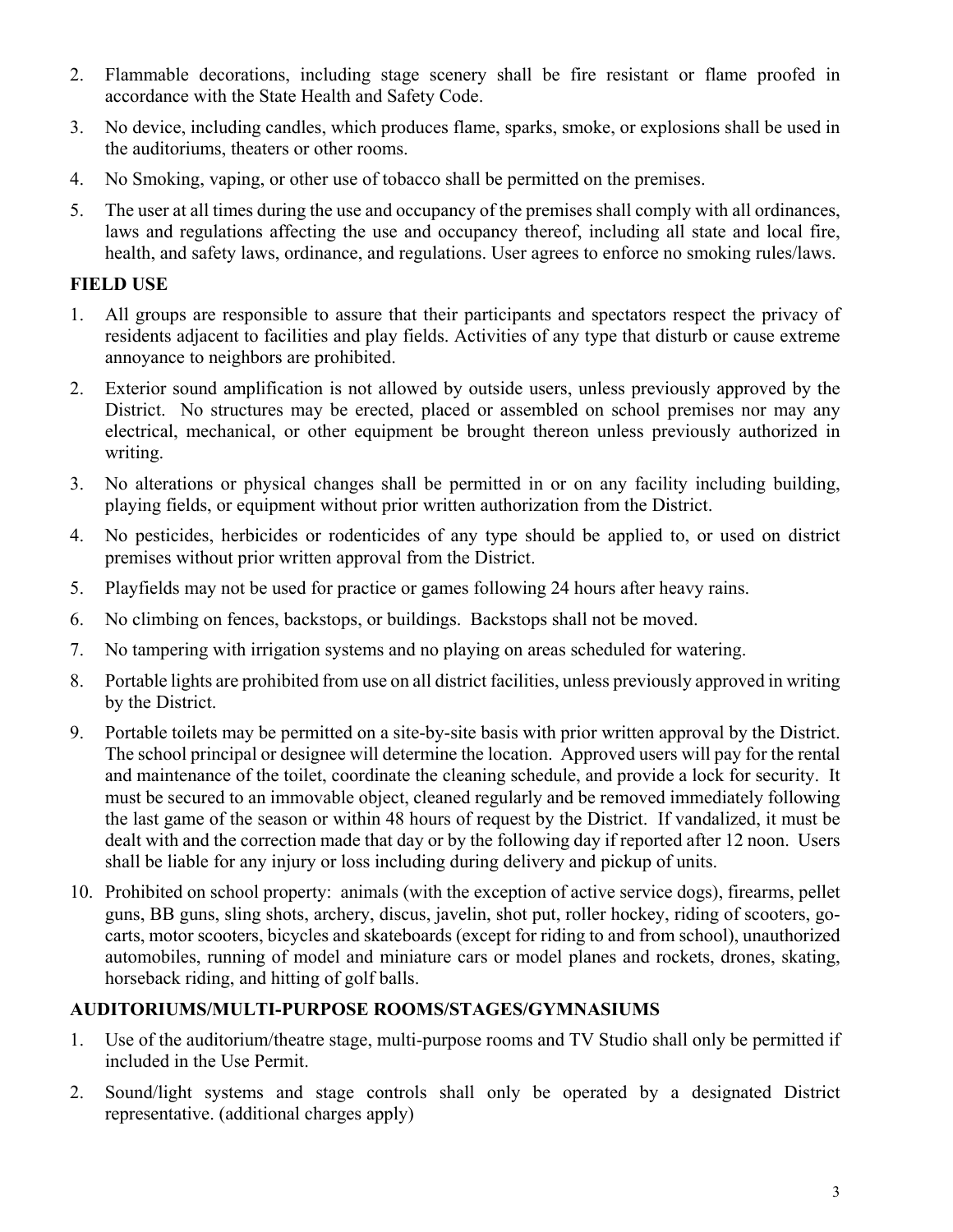2. Flammable decorations, including stage scenery shall be fire resistant or flame proofed in accordance with the State Health and Safety Code.
3. No device, including candles, which produces flame, sparks, smoke, or explosions shall be used in the auditoriums, theaters or other rooms.
4. No Smoking, vaping, or other use of tobacco shall be permitted on the premises.
5. The user at all times during the use and occupancy of the premises shall comply with all ordinances, laws and regulations affecting the use and occupancy thereof, including all state and local fire, health, and safety laws, ordinance, and regulations. User agrees to enforce no smoking rules/laws.

**FIELD USE**

1. All groups are responsible to assure that their participants and spectators respect the privacy of residents adjacent to facilities and play fields. Activities of any type that disturb or cause extreme annoyance to neighbors are prohibited.
2. Exterior sound amplification is not allowed by outside users, unless previously approved by the District. No structures may be erected, placed or assembled on school premises nor may any electrical, mechanical, or other equipment be brought thereon unless previously authorized in writing.
3. No alterations or physical changes shall be permitted in or on any facility including building, playing fields, or equipment without prior written authorization from the District.
4. No pesticides, herbicides or rodenticides of any type should be applied to, or used on district premises without prior written approval from the District.
5. Playfields may not be used for practice or games following 24 hours after heavy rains.
6. No climbing on fences, backstops, or buildings. Backstops shall not be moved.
7. No tampering with irrigation systems and no playing on areas scheduled for watering.
8. Portable lights are prohibited from use on all district facilities, unless previously approved in writing by the District.
9. Portable toilets may be permitted on a site-by-site basis with prior written approval by the District. The school principal or designee will determine the location. Approved users will pay for the rental and maintenance of the toilet, coordinate the cleaning schedule, and provide a lock for security. It must be secured to an immovable object, cleaned regularly and be removed immediately following the last game of the season or within 48 hours of request by the District. If vandalized, it must be dealt with and the correction made that day or by the following day if reported after 12 noon. Users shall be liable for any injury or loss including during delivery and pickup of units.
10. Prohibited on school property: animals (with the exception of active service dogs), firearms, pellet guns, BB guns, sling shots, archery, discus, javelin, shot put, roller hockey, riding of scooters, go-carts, motor scooters, bicycles and skateboards (except for riding to and from school), unauthorized automobiles, running of model and miniature cars or model planes and rockets, drones, skating, horseback riding, and hitting of golf balls.

**AUDITORIUMS/MULTI-PURPOSE ROOMS/STAGES/GYMNASIUMS**

1. Use of the auditorium/theatre stage, multi-purpose rooms and TV Studio shall only be permitted if included in the Use Permit.
2. Sound/light systems and stage controls shall only be operated by a designated District representative. (additional charges apply)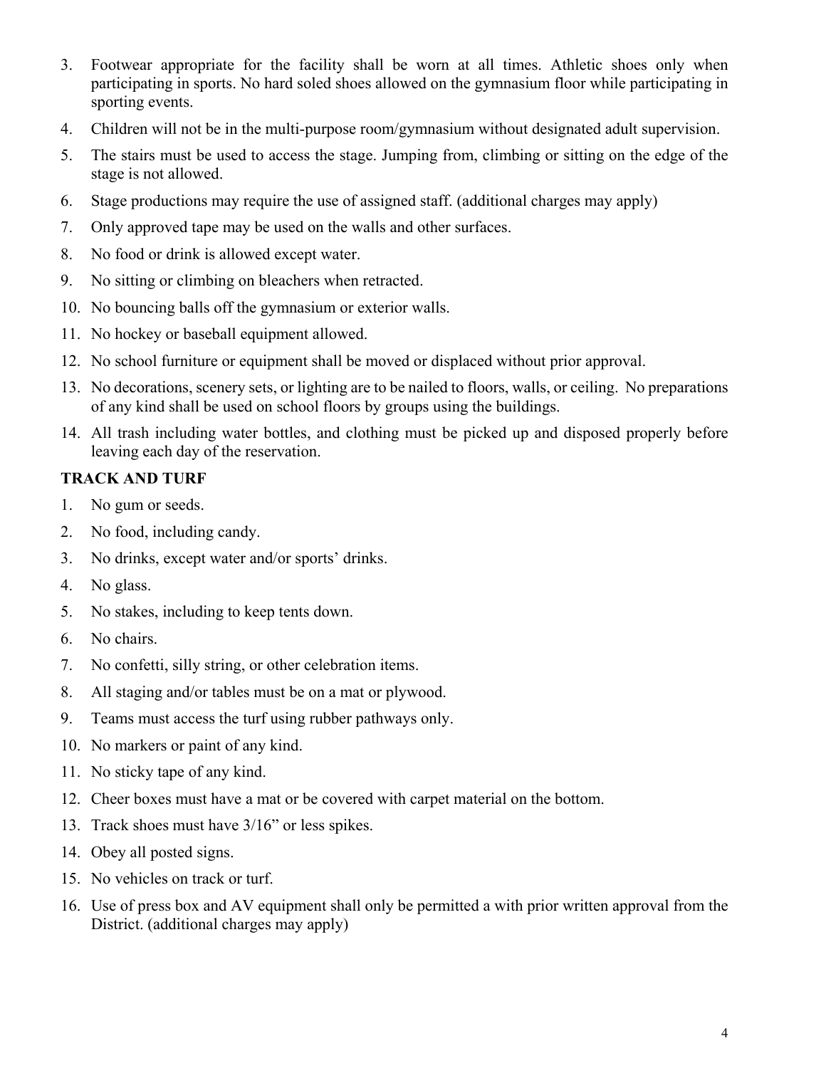3. Footwear appropriate for the facility shall be worn at all times. Athletic shoes only when participating in sports. No hard soled shoes allowed on the gymnasium floor while participating in sporting events.
4. Children will not be in the multi-purpose room/gymnasium without designated adult supervision.
5. The stairs must be used to access the stage. Jumping from, climbing or sitting on the edge of the stage is not allowed.
6. Stage productions may require the use of assigned staff. (additional charges may apply)
7. Only approved tape may be used on the walls and other surfaces.
8. No food or drink is allowed except water.
9. No sitting or climbing on bleachers when retracted.
10. No bouncing balls off the gymnasium or exterior walls.
11. No hockey or baseball equipment allowed.
12. No school furniture or equipment shall be moved or displaced without prior approval.
13. No decorations, scenery sets, or lighting are to be nailed to floors, walls, or ceiling. No preparations of any kind shall be used on school floors by groups using the buildings.
14. All trash including water bottles, and clothing must be picked up and disposed properly before leaving each day of the reservation.

**TRACK AND TURF**

1. No gum or seeds.
2. No food, including candy.
3. No drinks, except water and/or sports' drinks.
4. No glass.
5. No stakes, including to keep tents down.
6. No chairs.
7. No confetti, silly string, or other celebration items.
8. All staging and/or tables must be on a mat or plywood.
9. Teams must access the turf using rubber pathways only.
10. No markers or paint of any kind.
11. No sticky tape of any kind.
12. Cheer boxes must have a mat or be covered with carpet material on the bottom.
13. Track shoes must have 3/16" or less spikes.
14. Obey all posted signs.
15. No vehicles on track or turf.
16. Use of press box and AV equipment shall only be permitted a with prior written approval from the District. (additional charges may apply)